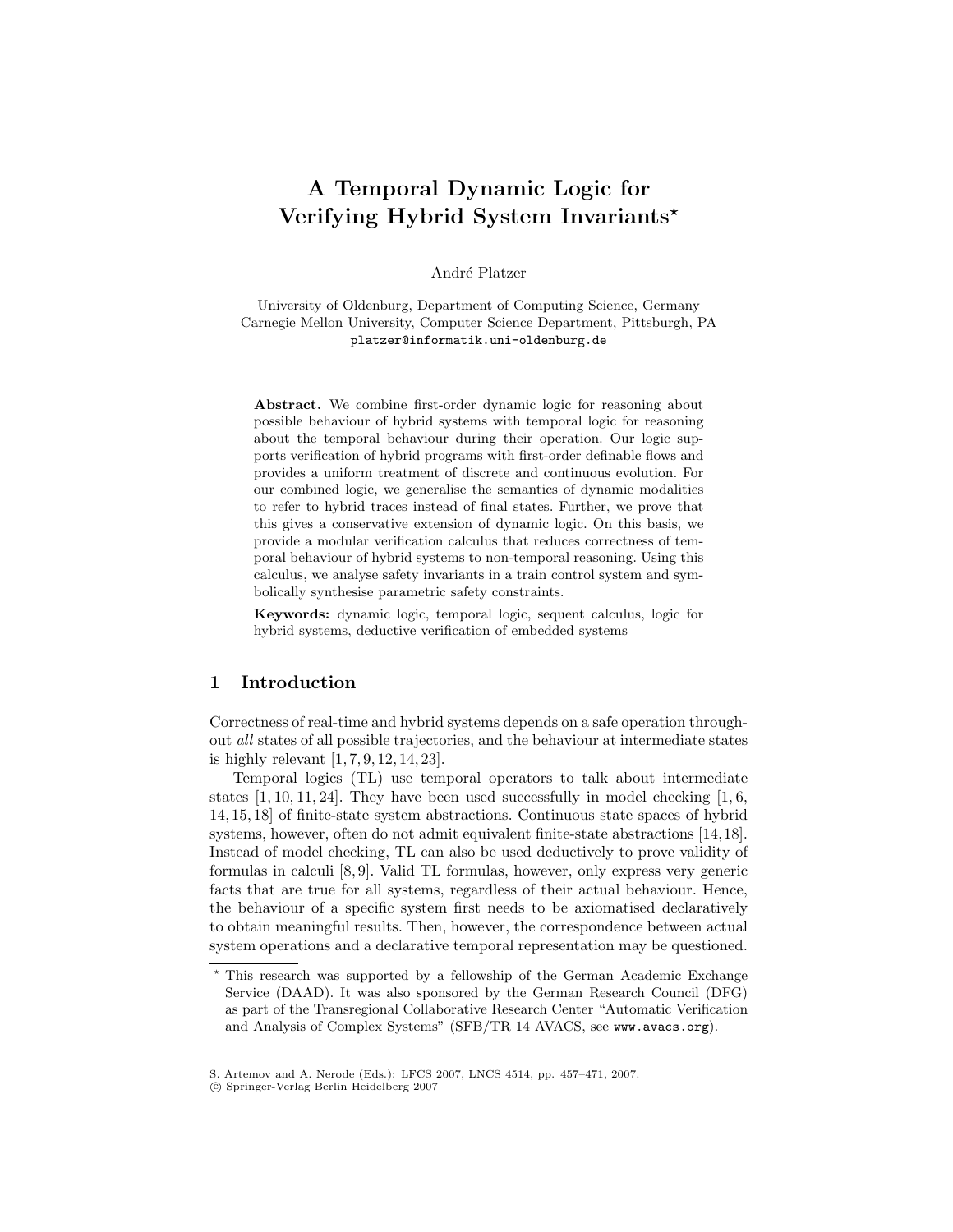# A Temporal Dynamic Logic for Verifying Hybrid System Invariants*

André Platzer

University of Oldenburg, Department of Computing Science, Germany
Carnegie Mellon University, Computer Science Department, Pittsburgh, PA
platzer@informatik.uni-oldenburg.de

**Abstract.** We combine first-order dynamic logic for reasoning about possible behaviour of hybrid systems with temporal logic for reasoning about the temporal behaviour during their operation. Our logic supports verification of hybrid programs with first-order definable flows and provides a uniform treatment of discrete and continuous evolution. For our combined logic, we generalise the semantics of dynamic modalities to refer to hybrid traces instead of final states. Further, we prove that this gives a conservative extension of dynamic logic. On this basis, we provide a modular verification calculus that reduces correctness of temporal behaviour of hybrid systems to non-temporal reasoning. Using this calculus, we analyse safety invariants in a train control system and symbolically synthesise parametric safety constraints.

**Keywords:** dynamic logic, temporal logic, sequent calculus, logic for hybrid systems, deductive verification of embedded systems

## 1 Introduction

Correctness of real-time and hybrid systems depends on a safe operation throughout *all* states of all possible trajectories, and the behaviour at intermediate states is highly relevant [1, 7, 9, 12, 14, 23].

Temporal logics (TL) use temporal operators to talk about intermediate states [1, 10, 11, 24]. They have been used successfully in model checking [1, 6, 14, 15, 18] of finite-state system abstractions. Continuous state spaces of hybrid systems, however, often do not admit equivalent finite-state abstractions [14, 18]. Instead of model checking, TL can also be used deductively to prove validity of formulas in calculi [8, 9]. Valid TL formulas, however, only express very generic facts that are true for all systems, regardless of their actual behaviour. Hence, the behaviour of a specific system first needs to be axiomatised declaratively to obtain meaningful results. Then, however, the correspondence between actual system operations and a declarative temporal representation may be questioned.

---

* This research was supported by a fellowship of the German Academic Exchange Service (DAAD). It was also sponsored by the German Research Council (DFG) as part of the Transregional Collaborative Research Center "Automatic Verification and Analysis of Complex Systems" (SFB/TR 14 AVACS, see www.avacs.org).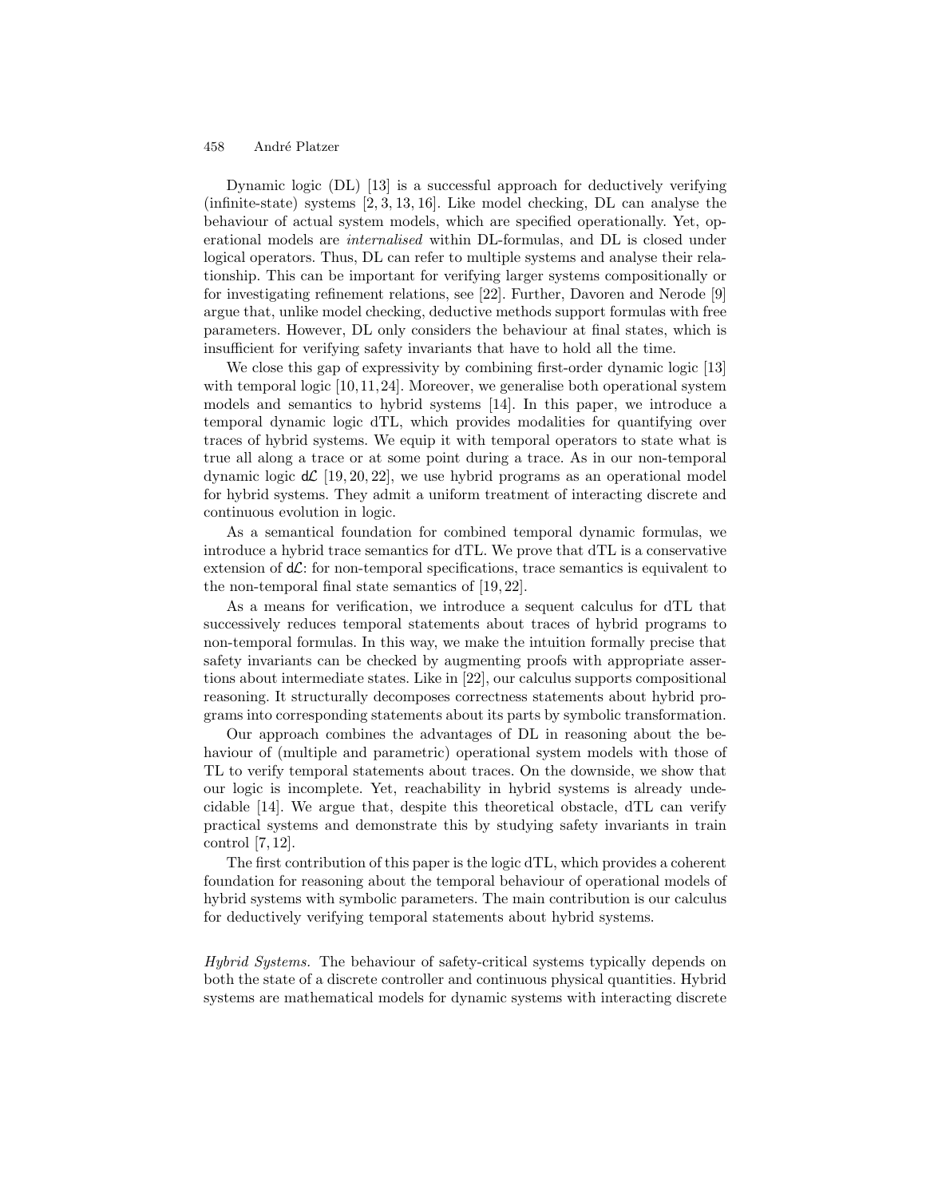Dynamic logic (DL) [13] is a successful approach for deductively verifying (infinite-state) systems [2, 3, 13, 16]. Like model checking, DL can analyse the behaviour of actual system models, which are specified operationally. Yet, operational models are *internalised* within DL-formulas, and DL is closed under logical operators. Thus, DL can refer to multiple systems and analyse their relationship. This can be important for verifying larger systems compositionally or for investigating refinement relations, see [22]. Further, Davoren and Nerode [9] argue that, unlike model checking, deductive methods support formulas with free parameters. However, DL only considers the behaviour at final states, which is insufficient for verifying safety invariants that have to hold all the time.

We close this gap of expressivity by combining first-order dynamic logic [13] with temporal logic [10, 11, 24]. Moreover, we generalise both operational system models and semantics to hybrid systems [14]. In this paper, we introduce a temporal dynamic logic dTL, which provides modalities for quantifying over traces of hybrid systems. We equip it with temporal operators to state what is true all along a trace or at some point during a trace. As in our non-temporal dynamic logic $\mathsf{d}\mathcal{L}$ [19, 20, 22], we use hybrid programs as an operational model for hybrid systems. They admit a uniform treatment of interacting discrete and continuous evolution in logic.

As a semantical foundation for combined temporal dynamic formulas, we introduce a hybrid trace semantics for dTL. We prove that dTL is a conservative extension of $\mathsf{d}\mathcal{L}$: for non-temporal specifications, trace semantics is equivalent to the non-temporal final state semantics of [19, 22].

As a means for verification, we introduce a sequent calculus for dTL that successively reduces temporal statements about traces of hybrid programs to non-temporal formulas. In this way, we make the intuition formally precise that safety invariants can be checked by augmenting proofs with appropriate assertions about intermediate states. Like in [22], our calculus supports compositional reasoning. It structurally decomposes correctness statements about hybrid programs into corresponding statements about its parts by symbolic transformation.

Our approach combines the advantages of DL in reasoning about the behaviour of (multiple and parametric) operational system models with those of TL to verify temporal statements about traces. On the downside, we show that our logic is incomplete. Yet, reachability in hybrid systems is already undecidable [14]. We argue that, despite this theoretical obstacle, dTL can verify practical systems and demonstrate this by studying safety invariants in train control [7, 12].

The first contribution of this paper is the logic dTL, which provides a coherent foundation for reasoning about the temporal behaviour of operational models of hybrid systems with symbolic parameters. The main contribution is our calculus for deductively verifying temporal statements about hybrid systems.

*Hybrid Systems.* The behaviour of safety-critical systems typically depends on both the state of a discrete controller and continuous physical quantities. Hybrid systems are mathematical models for dynamic systems with interacting discrete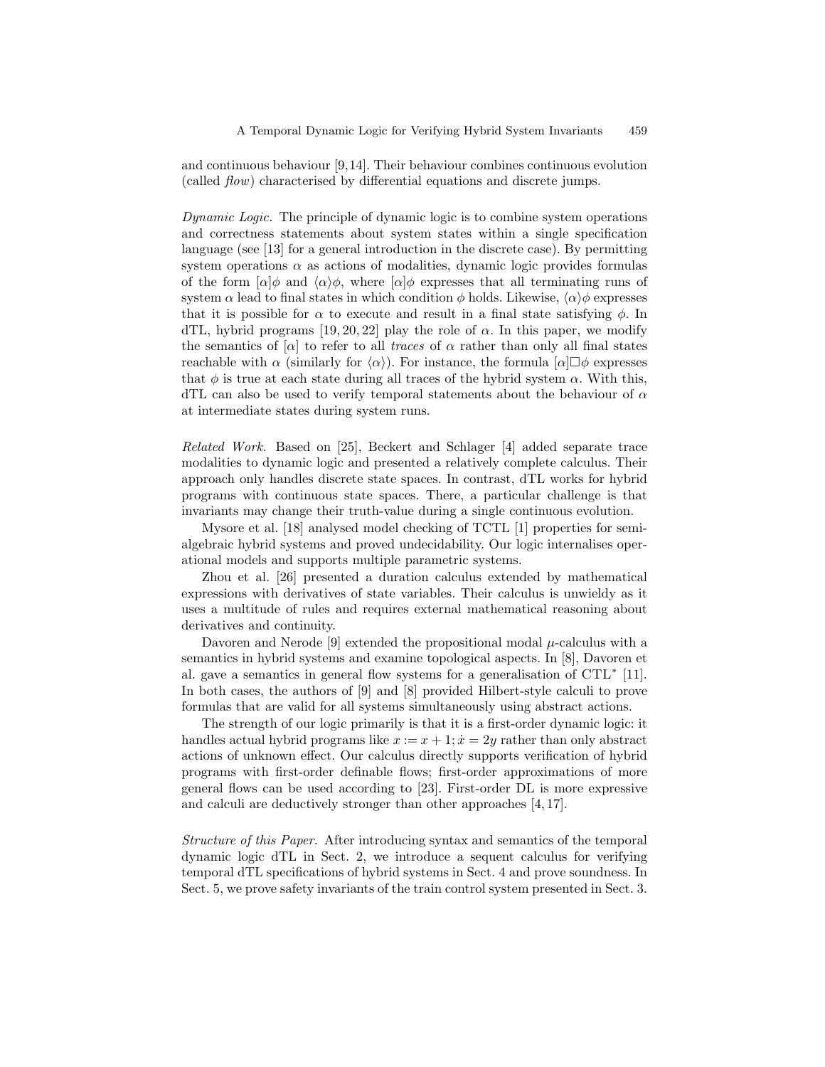and continuous behaviour [9,14]. Their behaviour combines continuous evolution (called *flow*) characterised by differential equations and discrete jumps.

*Dynamic Logic.* The principle of dynamic logic is to combine system operations and correctness statements about system states within a single specification language (see [13] for a general introduction in the discrete case). By permitting system operations $\alpha$ as actions of modalities, dynamic logic provides formulas of the form $[\alpha]\phi$ and $\langle\alpha\rangle\phi$, where $[\alpha]\phi$ expresses that all terminating runs of system $\alpha$ lead to final states in which condition $\phi$ holds. Likewise, $\langle\alpha\rangle\phi$ expresses that it is possible for $\alpha$ to execute and result in a final state satisfying $\phi$. In dTL, hybrid programs [19, 20, 22] play the role of $\alpha$. In this paper, we modify the semantics of $[\alpha]$ to refer to all *traces* of $\alpha$ rather than only all final states reachable with $\alpha$ (similarly for $\langle\alpha\rangle$). For instance, the formula $[\alpha]\Box\phi$ expresses that $\phi$ is true at each state during all traces of the hybrid system $\alpha$. With this, dTL can also be used to verify temporal statements about the behaviour of $\alpha$ at intermediate states during system runs.

*Related Work.* Based on [25], Beckert and Schlager [4] added separate trace modalities to dynamic logic and presented a relatively complete calculus. Their approach only handles discrete state spaces. In contrast, dTL works for hybrid programs with continuous state spaces. There, a particular challenge is that invariants may change their truth-value during a single continuous evolution.

Mysore et al. [18] analysed model checking of TCTL [1] properties for semi-algebraic hybrid systems and proved undecidability. Our logic internalises operational models and supports multiple parametric systems.

Zhou et al. [26] presented a duration calculus extended by mathematical expressions with derivatives of state variables. Their calculus is unwieldy as it uses a multitude of rules and requires external mathematical reasoning about derivatives and continuity.

Davoren and Nerode [9] extended the propositional modal $\mu$-calculus with a semantics in hybrid systems and examine topological aspects. In [8], Davoren et al. gave a semantics in general flow systems for a generalisation of CTL$^*$ [11]. In both cases, the authors of [9] and [8] provided Hilbert-style calculi to prove formulas that are valid for all systems simultaneously using abstract actions.

The strength of our logic primarily is that it is a first-order dynamic logic: it handles actual hybrid programs like $x := x + 1; \dot{x} = 2y$ rather than only abstract actions of unknown effect. Our calculus directly supports verification of hybrid programs with first-order definable flows; first-order approximations of more general flows can be used according to [23]. First-order DL is more expressive and calculi are deductively stronger than other approaches [4, 17].

*Structure of this Paper.* After introducing syntax and semantics of the temporal dynamic logic dTL in Sect. 2, we introduce a sequent calculus for verifying temporal dTL specifications of hybrid systems in Sect. 4 and prove soundness. In Sect. 5, we prove safety invariants of the train control system presented in Sect. 3.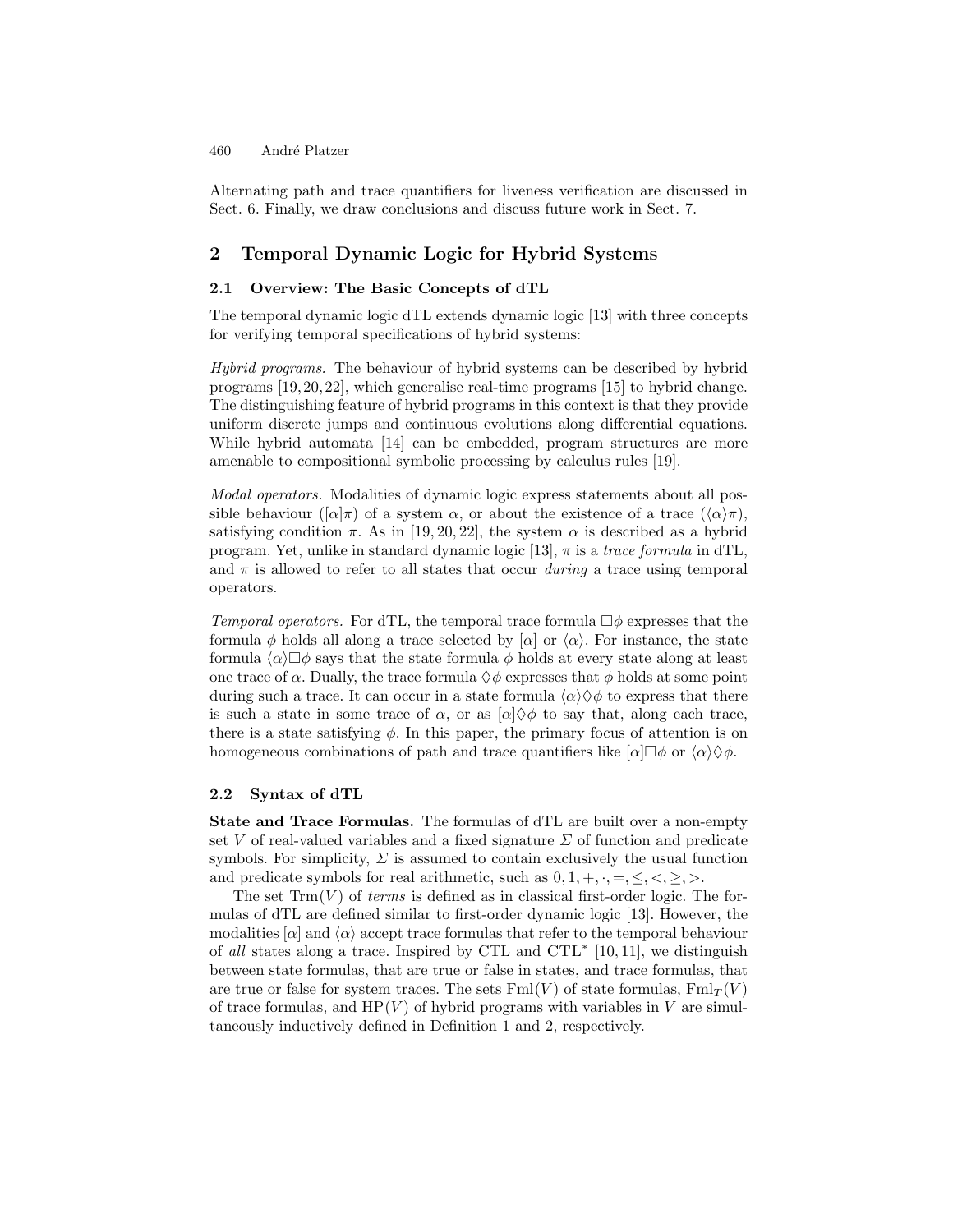Alternating path and trace quantifiers for liveness verification are discussed in Sect. 6. Finally, we draw conclusions and discuss future work in Sect. 7.

## 2 Temporal Dynamic Logic for Hybrid Systems

### 2.1 Overview: The Basic Concepts of dTL

The temporal dynamic logic dTL extends dynamic logic [13] with three concepts for verifying temporal specifications of hybrid systems:

*Hybrid programs.* The behaviour of hybrid systems can be described by hybrid programs [19, 20, 22], which generalise real-time programs [15] to hybrid change. The distinguishing feature of hybrid programs in this context is that they provide uniform discrete jumps and continuous evolutions along differential equations. While hybrid automata [14] can be embedded, program structures are more amenable to compositional symbolic processing by calculus rules [19].

*Modal operators.* Modalities of dynamic logic express statements about all possible behaviour ($[\alpha]\pi$) of a system $\alpha$, or about the existence of a trace ($\langle\alpha\rangle\pi$), satisfying condition $\pi$. As in [19, 20, 22], the system $\alpha$ is described as a hybrid program. Yet, unlike in standard dynamic logic [13], $\pi$ is a *trace formula* in dTL, and $\pi$ is allowed to refer to all states that occur *during* a trace using temporal operators.

*Temporal operators.* For dTL, the temporal trace formula $\Box\phi$ expresses that the formula $\phi$ holds all along a trace selected by $[\alpha]$ or $\langle\alpha\rangle$. For instance, the state formula $\langle\alpha\rangle\Box\phi$ says that the state formula $\phi$ holds at every state along at least one trace of $\alpha$. Dually, the trace formula $\Diamond\phi$ expresses that $\phi$ holds at some point during such a trace. It can occur in a state formula $\langle\alpha\rangle\Diamond\phi$ to express that there is such a state in some trace of $\alpha$, or as $[\alpha]\Diamond\phi$ to say that, along each trace, there is a state satisfying $\phi$. In this paper, the primary focus of attention is on homogeneous combinations of path and trace quantifiers like $[\alpha]\Box\phi$ or $\langle\alpha\rangle\Diamond\phi$.

### 2.2 Syntax of dTL

**State and Trace Formulas.** The formulas of dTL are built over a non-empty set $V$ of real-valued variables and a fixed signature $\Sigma$ of function and predicate symbols. For simplicity, $\Sigma$ is assumed to contain exclusively the usual function and predicate symbols for real arithmetic, such as $0, 1, +, \cdot, =, \leq, <, \geq, >$.

The set $\mathrm{Trm}(V)$ of *terms* is defined as in classical first-order logic. The formulas of dTL are defined similar to first-order dynamic logic [13]. However, the modalities $[\alpha]$ and $\langle\alpha\rangle$ accept trace formulas that refer to the temporal behaviour of *all* states along a trace. Inspired by CTL and CTL* [10, 11], we distinguish between state formulas, that are true or false in states, and trace formulas, that are true or false for system traces. The sets $\mathrm{Fml}(V)$ of state formulas, $\mathrm{Fml}_T(V)$ of trace formulas, and $\mathrm{HP}(V)$ of hybrid programs with variables in $V$ are simultaneously inductively defined in Definition 1 and 2, respectively.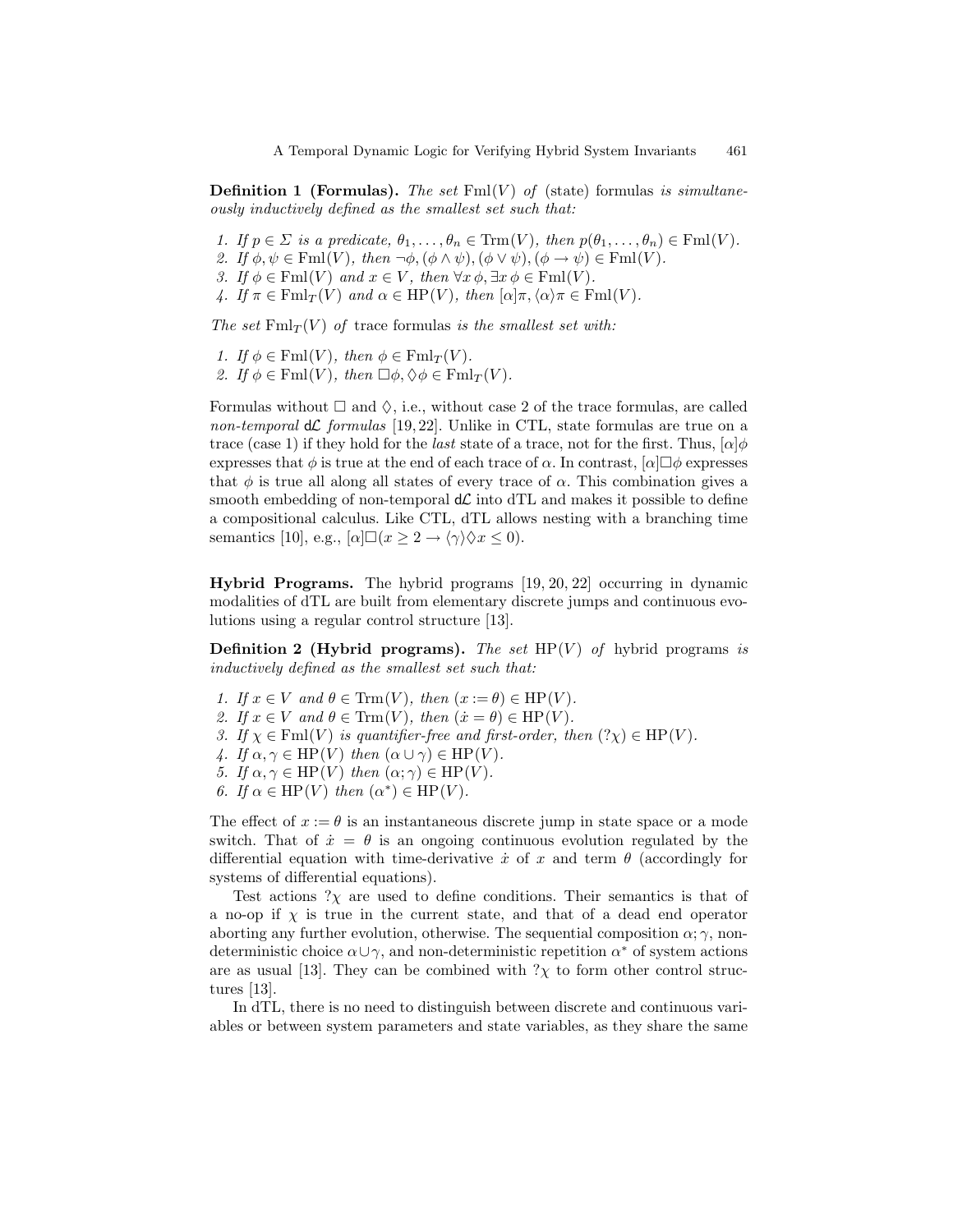**Definition 1 (Formulas).** *The set* $\mathrm{Fml}(V)$ *of* (state) formulas *is simultaneously inductively defined as the smallest set such that:*

1. *If* $p \in \Sigma$ *is a predicate,* $\theta_1, \ldots, \theta_n \in \mathrm{Trm}(V)$*, then* $p(\theta_1, \ldots, \theta_n) \in \mathrm{Fml}(V)$.
2. *If* $\phi, \psi \in \mathrm{Fml}(V)$*, then* $\neg\phi, (\phi \wedge \psi), (\phi \vee \psi), (\phi \rightarrow \psi) \in \mathrm{Fml}(V)$.
3. *If* $\phi \in \mathrm{Fml}(V)$ *and* $x \in V$*, then* $\forall x\, \phi, \exists x\, \phi \in \mathrm{Fml}(V)$.
4. *If* $\pi \in \mathrm{Fml}_T(V)$ *and* $\alpha \in \mathrm{HP}(V)$*, then* $[\alpha]\pi, \langle\alpha\rangle\pi \in \mathrm{Fml}(V)$.

*The set* $\mathrm{Fml}_T(V)$ *of* trace formulas *is the smallest set with:*

1. *If* $\phi \in \mathrm{Fml}(V)$*, then* $\phi \in \mathrm{Fml}_T(V)$.
2. *If* $\phi \in \mathrm{Fml}(V)$*, then* $\Box\phi, \Diamond\phi \in \mathrm{Fml}_T(V)$.

Formulas without $\Box$ and $\Diamond$, i.e., without case 2 of the trace formulas, are called *non-temporal* d$\mathcal{L}$ *formulas* [19, 22]. Unlike in CTL, state formulas are true on a trace (case 1) if they hold for the *last* state of a trace, not for the first. Thus, $[\alpha]\phi$ expresses that $\phi$ is true at the end of each trace of $\alpha$. In contrast, $[\alpha]\Box\phi$ expresses that $\phi$ is true all along all states of every trace of $\alpha$. This combination gives a smooth embedding of non-temporal d$\mathcal{L}$ into dTL and makes it possible to define a compositional calculus. Like CTL, dTL allows nesting with a branching time semantics [10], e.g., $[\alpha]\Box(x \geq 2 \rightarrow \langle\gamma\rangle\Diamond x \leq 0)$.

**Hybrid Programs.** The hybrid programs [19, 20, 22] occurring in dynamic modalities of dTL are built from elementary discrete jumps and continuous evolutions using a regular control structure [13].

**Definition 2 (Hybrid programs).** *The set* $\mathrm{HP}(V)$ *of* hybrid programs *is inductively defined as the smallest set such that:*

1. *If* $x \in V$ *and* $\theta \in \mathrm{Trm}(V)$*, then* $(x := \theta) \in \mathrm{HP}(V)$.
2. *If* $x \in V$ *and* $\theta \in \mathrm{Trm}(V)$*, then* $(\dot{x} = \theta) \in \mathrm{HP}(V)$.
3. *If* $\chi \in \mathrm{Fml}(V)$ *is quantifier-free and first-order, then* $(?\chi) \in \mathrm{HP}(V)$.
4. *If* $\alpha, \gamma \in \mathrm{HP}(V)$ *then* $(\alpha \cup \gamma) \in \mathrm{HP}(V)$.
5. *If* $\alpha, \gamma \in \mathrm{HP}(V)$ *then* $(\alpha; \gamma) \in \mathrm{HP}(V)$.
6. *If* $\alpha \in \mathrm{HP}(V)$ *then* $(\alpha^*) \in \mathrm{HP}(V)$.

The effect of $x := \theta$ is an instantaneous discrete jump in state space or a mode switch. That of $\dot{x} = \theta$ is an ongoing continuous evolution regulated by the differential equation with time-derivative $\dot{x}$ of $x$ and term $\theta$ (accordingly for systems of differential equations).

Test actions $?\chi$ are used to define conditions. Their semantics is that of a no-op if $\chi$ is true in the current state, and that of a dead end operator aborting any further evolution, otherwise. The sequential composition $\alpha; \gamma$, nondeterministic choice $\alpha \cup \gamma$, and non-deterministic repetition $\alpha^*$ of system actions are as usual [13]. They can be combined with $?\chi$ to form other control structures [13].

In dTL, there is no need to distinguish between discrete and continuous variables or between system parameters and state variables, as they share the same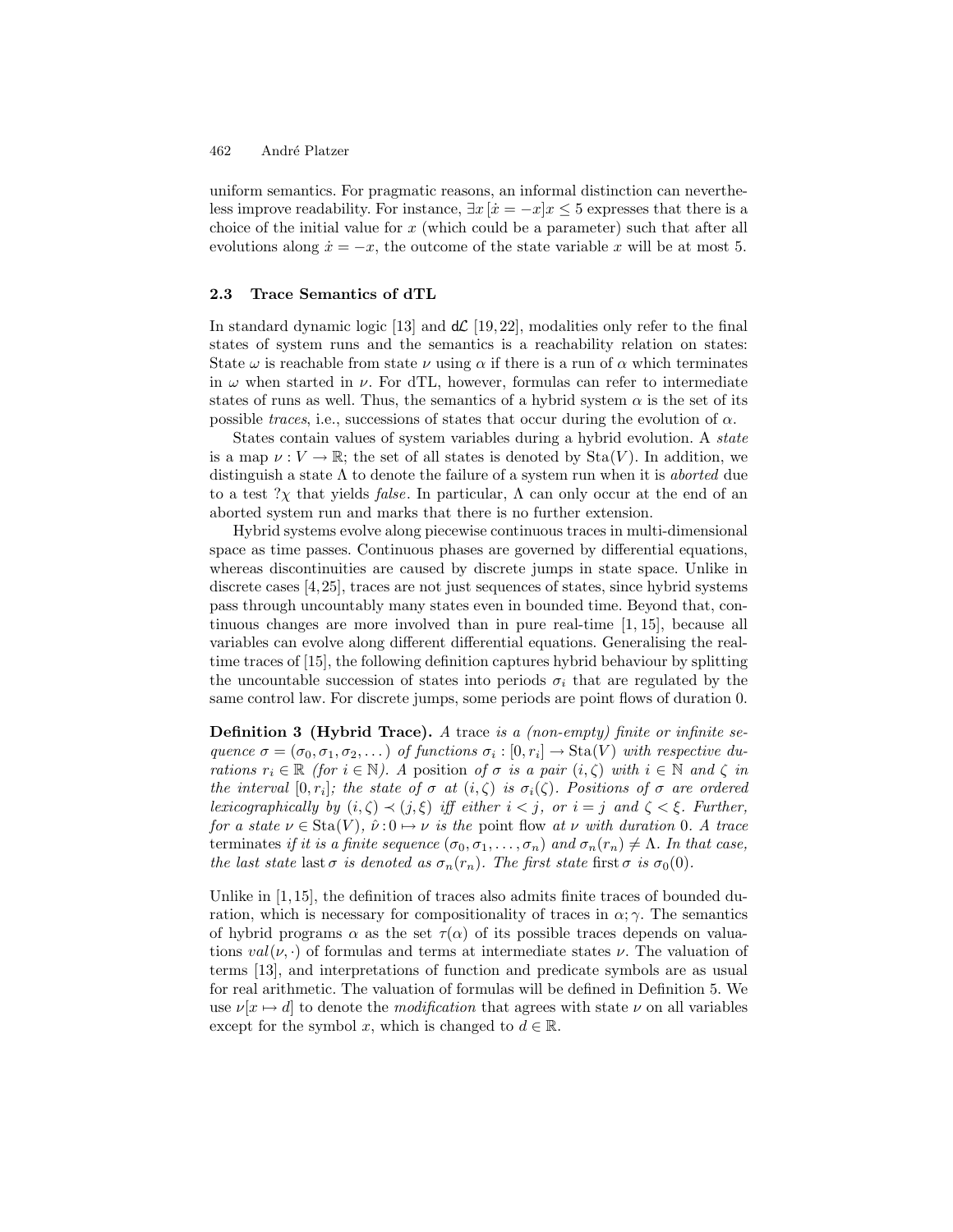uniform semantics. For pragmatic reasons, an informal distinction can nevertheless improve readability. For instance, $\exists x\, [\dot{x} = -x] x \leq 5$ expresses that there is a choice of the initial value for $x$ (which could be a parameter) such that after all evolutions along $\dot{x} = -x$, the outcome of the state variable $x$ will be at most 5.

### 2.3 Trace Semantics of dTL

In standard dynamic logic [13] and $\mathsf{d}\mathcal{L}$ [19, 22], modalities only refer to the final states of system runs and the semantics is a reachability relation on states: State $\omega$ is reachable from state $\nu$ using $\alpha$ if there is a run of $\alpha$ which terminates in $\omega$ when started in $\nu$. For dTL, however, formulas can refer to intermediate states of runs as well. Thus, the semantics of a hybrid system $\alpha$ is the set of its possible *traces*, i.e., successions of states that occur during the evolution of $\alpha$.

States contain values of system variables during a hybrid evolution. A *state* is a map $\nu : V \to \mathbb{R}$; the set of all states is denoted by $\mathrm{Sta}(V)$. In addition, we distinguish a state $\Lambda$ to denote the failure of a system run when it is *aborted* due to a test $?\chi$ that yields *false*. In particular, $\Lambda$ can only occur at the end of an aborted system run and marks that there is no further extension.

Hybrid systems evolve along piecewise continuous traces in multi-dimensional space as time passes. Continuous phases are governed by differential equations, whereas discontinuities are caused by discrete jumps in state space. Unlike in discrete cases [4, 25], traces are not just sequences of states, since hybrid systems pass through uncountably many states even in bounded time. Beyond that, continuous changes are more involved than in pure real-time [1, 15], because all variables can evolve along different differential equations. Generalising the real-time traces of [15], the following definition captures hybrid behaviour by splitting the uncountable succession of states into periods $\sigma_i$ that are regulated by the same control law. For discrete jumps, some periods are point flows of duration 0.

**Definition 3 (Hybrid Trace).** *A* trace *is a (non-empty) finite or infinite sequence $\sigma = (\sigma_0, \sigma_1, \sigma_2, \dots)$ of functions $\sigma_i : [0, r_i] \to \mathrm{Sta}(V)$ with respective durations $r_i \in \mathbb{R}$ (for $i \in \mathbb{N}$). A* position *of $\sigma$ is a pair $(i, \zeta)$ with $i \in \mathbb{N}$ and $\zeta$ in the interval $[0, r_i]$; the state of $\sigma$ at $(i, \zeta)$ is $\sigma_i(\zeta)$. Positions of $\sigma$ are ordered lexicographically by $(i, \zeta) \prec (j, \xi)$ iff either $i < j$, or $i = j$ and $\zeta < \xi$. Further, for a state $\nu \in \mathrm{Sta}(V)$, $\hat{\nu} : 0 \mapsto \nu$ is the* point flow *at $\nu$ with duration 0. A trace* terminates *if it is a finite sequence $(\sigma_0, \sigma_1, \dots, \sigma_n)$ and $\sigma_n(r_n) \neq \Lambda$. In that case, the last state* $\mathrm{last}\, \sigma$ *is denoted as $\sigma_n(r_n)$. The first state* $\mathrm{first}\, \sigma$ *is $\sigma_0(0)$.*

Unlike in [1, 15], the definition of traces also admits finite traces of bounded duration, which is necessary for compositionality of traces in $\alpha; \gamma$. The semantics of hybrid programs $\alpha$ as the set $\tau(\alpha)$ of its possible traces depends on valuations $val(\nu, \cdot)$ of formulas and terms at intermediate states $\nu$. The valuation of terms [13], and interpretations of function and predicate symbols are as usual for real arithmetic. The valuation of formulas will be defined in Definition 5. We use $\nu[x \mapsto d]$ to denote the *modification* that agrees with state $\nu$ on all variables except for the symbol $x$, which is changed to $d \in \mathbb{R}$.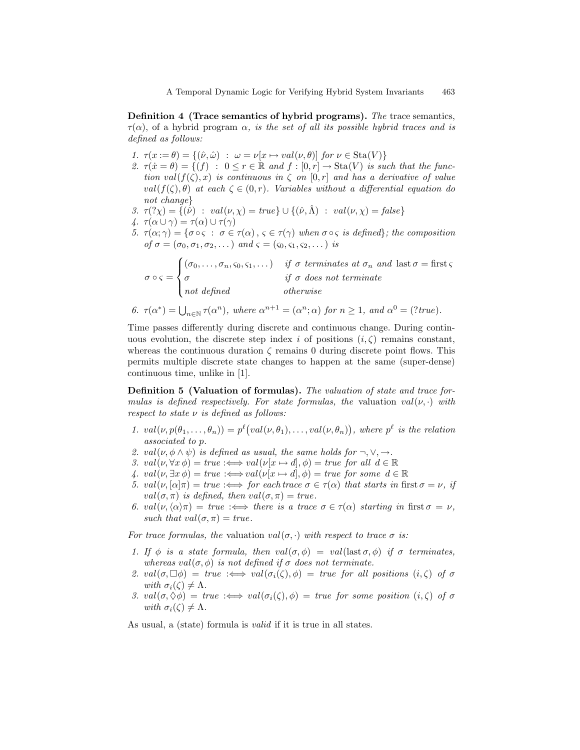**Definition 4 (Trace semantics of hybrid programs).** *The* trace semantics, $\tau(\alpha)$, of a hybrid program $\alpha$, *is the set of all its possible hybrid traces and is defined as follows:*

1. $\tau(x := \theta) = \{(\hat{\nu}, \hat{\omega}) \ : \ \omega = \nu[x \mapsto val(\nu, \theta)] \text{ for } \nu \in \mathrm{Sta}(V)\}$
2. $\tau(\dot{x} = \theta) = \{(f) \ : \ 0 \leq r \in \mathbb{R}$ *and* $f : [0, r] \to \mathrm{Sta}(V)$ *is such that the function* $val(f(\zeta), x)$ *is continuous in* $\zeta$ *on* $[0, r]$ *and has a derivative of value* $val(f(\zeta), \theta)$ *at each* $\zeta \in (0, r)$*. Variables without a differential equation do not change*$\}$
3. $\tau(?\chi) = \{(\hat{\nu}) \ : \ val(\nu, \chi) = true\} \cup \{(\hat{\nu}, \hat{\Lambda}) \ : \ val(\nu, \chi) = false\}$
4. $\tau(\alpha \cup \gamma) = \tau(\alpha) \cup \tau(\gamma)$
5. $\tau(\alpha; \gamma) = \{\sigma \circ \varsigma \ : \ \sigma \in \tau(\alpha)\,,\ \varsigma \in \tau(\gamma)$ *when* $\sigma \circ \varsigma$ *is defined*$\}$*; the composition of* $\sigma = (\sigma_0, \sigma_1, \sigma_2, \dots)$ *and* $\varsigma = (\varsigma_0, \varsigma_1, \varsigma_2, \dots)$ *is*

$$\sigma \circ \varsigma = \begin{cases} (\sigma_0, \dots, \sigma_n, \varsigma_0, \varsigma_1, \dots) & \text{if } \sigma \text{ terminates at } \sigma_n \text{ and } \mathrm{last}\, \sigma = \mathrm{first}\, \varsigma \\ \sigma & \text{if } \sigma \text{ does not terminate} \\ \text{not defined} & \text{otherwise} \end{cases}$$

6. $\tau(\alpha^*) = \bigcup_{n \in \mathbb{N}} \tau(\alpha^n)$*, where* $\alpha^{n+1} = (\alpha^n; \alpha)$ *for* $n \geq 1$*, and* $\alpha^0 = (?true)$*.*

Time passes differently during discrete and continuous change. During continuous evolution, the discrete step index $i$ of positions $(i, \zeta)$ remains constant, whereas the continuous duration $\zeta$ remains 0 during discrete point flows. This permits multiple discrete state changes to happen at the same (super-dense) continuous time, unlike in [1].

**Definition 5 (Valuation of formulas).** *The valuation of state and trace formulas is defined respectively. For state formulas, the* valuation $val(\nu, \cdot)$ *with respect to state* $\nu$ *is defined as follows:*

1. $val(\nu, p(\theta_1, \dots, \theta_n)) = p^\ell\big(val(\nu, \theta_1), \dots, val(\nu, \theta_n)\big)$*, where* $p^\ell$ *is the relation associated to* $p$*.*
2. $val(\nu, \phi \wedge \psi)$ *is defined as usual, the same holds for* $\neg, \vee, \rightarrow$*.*
3. $val(\nu, \forall x\, \phi) = true :\Longleftrightarrow val(\nu[x \mapsto d], \phi) = true$ *for all* $d \in \mathbb{R}$
4. $val(\nu, \exists x\, \phi) = true :\Longleftrightarrow val(\nu[x \mapsto d], \phi) = true$ *for some* $d \in \mathbb{R}$
5. $val(\nu, [\alpha]\pi) = true :\Longleftrightarrow$ *for each trace* $\sigma \in \tau(\alpha)$ *that starts in* $\mathrm{first}\, \sigma = \nu$*, if* $val(\sigma, \pi)$ *is defined, then* $val(\sigma, \pi) = true$*.*
6. $val(\nu, \langle\alpha\rangle\pi) = true :\Longleftrightarrow$ *there is a trace* $\sigma \in \tau(\alpha)$ *starting in* $\mathrm{first}\, \sigma = \nu$*, such that* $val(\sigma, \pi) = true$*.*

*For trace formulas, the* valuation $val(\sigma, \cdot)$ *with respect to trace* $\sigma$ *is:*

1. *If* $\phi$ *is a state formula, then* $val(\sigma, \phi) = val(\mathrm{last}\, \sigma, \phi)$ *if* $\sigma$ *terminates, whereas* $val(\sigma, \phi)$ *is not defined if* $\sigma$ *does not terminate.*
2. $val(\sigma, \Box\phi) = true :\Longleftrightarrow val(\sigma_i(\zeta), \phi) = true$ *for all positions* $(i, \zeta)$ *of* $\sigma$ *with* $\sigma_i(\zeta) \neq \Lambda$*.*
3. $val(\sigma, \Diamond\phi) = true :\Longleftrightarrow val(\sigma_i(\zeta), \phi) = true$ *for some position* $(i, \zeta)$ *of* $\sigma$ *with* $\sigma_i(\zeta) \neq \Lambda$*.*

As usual, a (state) formula is *valid* if it is true in all states.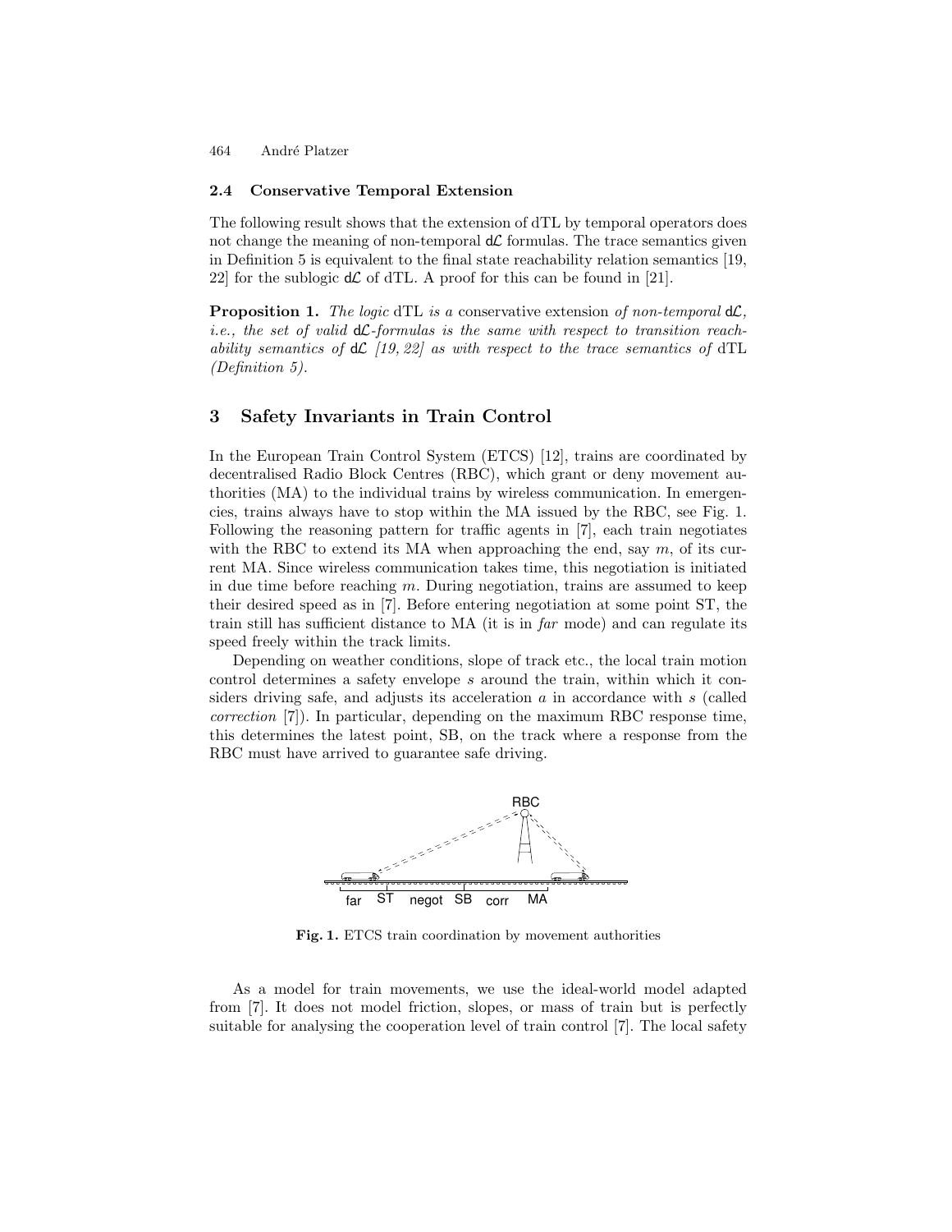### 2.4 Conservative Temporal Extension

The following result shows that the extension of dTL by temporal operators does not change the meaning of non-temporal $d\mathcal{L}$ formulas. The trace semantics given in Definition 5 is equivalent to the final state reachability relation semantics [19, 22] for the sublogic $d\mathcal{L}$ of dTL. A proof for this can be found in [21].

**Proposition 1.** *The logic* dTL *is a* conservative extension *of non-temporal* $d\mathcal{L}$*, i.e., the set of valid* $d\mathcal{L}$*-formulas is the same with respect to transition reachability semantics of* $d\mathcal{L}$ *[19, 22] as with respect to the trace semantics of* dTL *(Definition 5).*

## 3 Safety Invariants in Train Control

In the European Train Control System (ETCS) [12], trains are coordinated by decentralised Radio Block Centres (RBC), which grant or deny movement authorities (MA) to the individual trains by wireless communication. In emergencies, trains always have to stop within the MA issued by the RBC, see Fig. 1. Following the reasoning pattern for traffic agents in [7], each train negotiates with the RBC to extend its MA when approaching the end, say $m$, of its current MA. Since wireless communication takes time, this negotiation is initiated in due time before reaching $m$. During negotiation, trains are assumed to keep their desired speed as in [7]. Before entering negotiation at some point ST, the train still has sufficient distance to MA (it is in *far* mode) and can regulate its speed freely within the track limits.

Depending on weather conditions, slope of track etc., the local train motion control determines a safety envelope $s$ around the train, within which it considers driving safe, and adjusts its acceleration $a$ in accordance with $s$ (called *correction* [7]). In particular, depending on the maximum RBC response time, this determines the latest point, SB, on the track where a response from the RBC must have arrived to guarantee safe driving.

**Fig. 1.** ETCS train coordination by movement authorities

As a model for train movements, we use the ideal-world model adapted from [7]. It does not model friction, slopes, or mass of train but is perfectly suitable for analysing the cooperation level of train control [7]. The local safety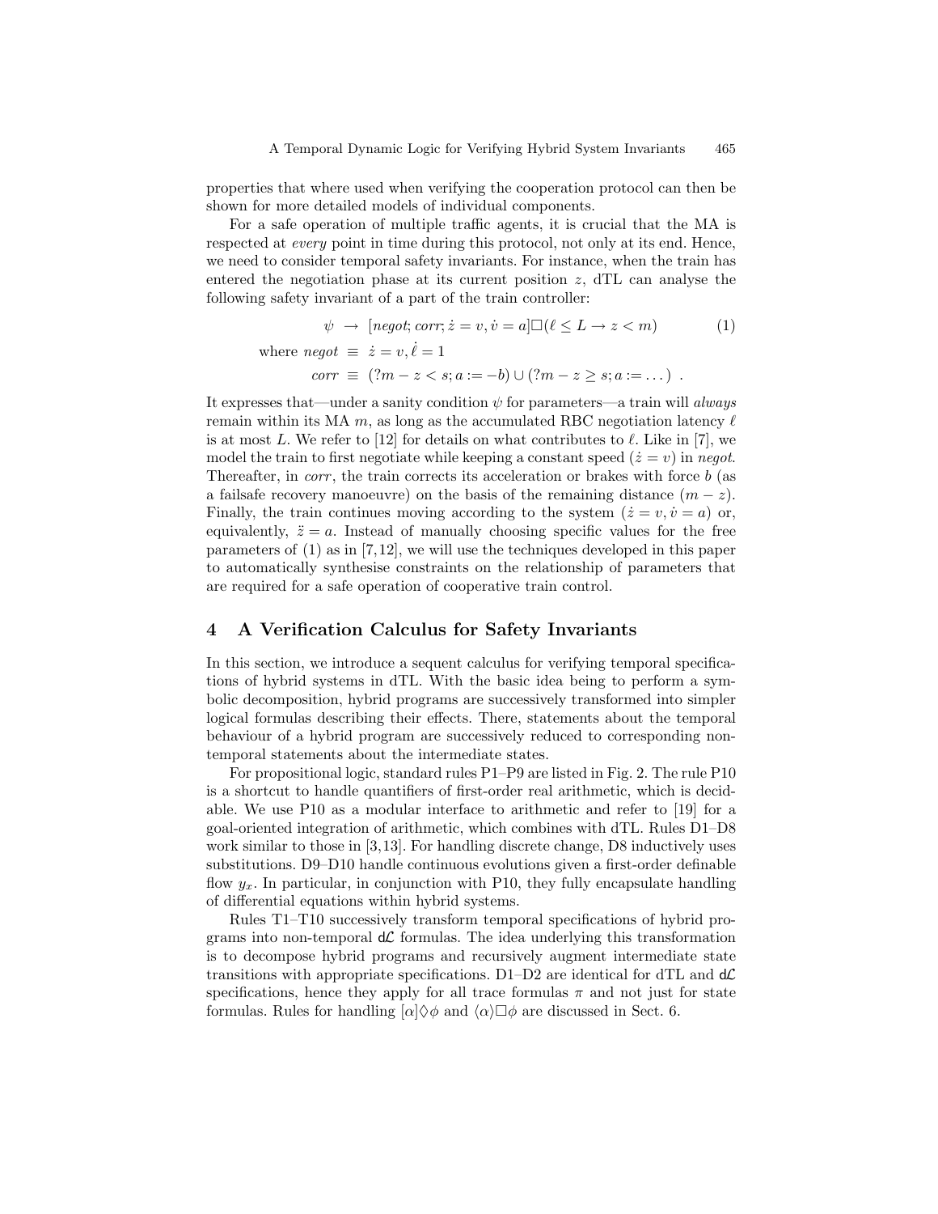properties that where used when verifying the cooperation protocol can then be shown for more detailed models of individual components.

For a safe operation of multiple traffic agents, it is crucial that the MA is respected at *every* point in time during this protocol, not only at its end. Hence, we need to consider temporal safety invariants. For instance, when the train has entered the negotiation phase at its current position $z$, dTL can analyse the following safety invariant of a part of the train controller:

$$\psi \;\rightarrow\; [\mathit{negot}; \mathit{corr}; \dot{z} = v, \dot{v} = a]\Box(\ell \leq L \rightarrow z < m) \tag{1}$$

$$\text{where } \mathit{negot} \;\equiv\; \dot{z} = v, \dot{\ell} = 1$$

$$\mathit{corr} \;\equiv\; (?m - z < s; a := -b) \cup (?m - z \geq s; a := \dots) \;.$$

It expresses that—under a sanity condition $\psi$ for parameters—a train will *always* remain within its MA $m$, as long as the accumulated RBC negotiation latency $\ell$ is at most $L$. We refer to [12] for details on what contributes to $\ell$. Like in [7], we model the train to first negotiate while keeping a constant speed ($\dot{z} = v$) in *negot*. Thereafter, in *corr*, the train corrects its acceleration or brakes with force $b$ (as a failsafe recovery manoeuvre) on the basis of the remaining distance ($m - z$). Finally, the train continues moving according to the system ($\dot{z} = v, \dot{v} = a$) or, equivalently, $\ddot{z} = a$. Instead of manually choosing specific values for the free parameters of (1) as in [7,12], we will use the techniques developed in this paper to automatically synthesise constraints on the relationship of parameters that are required for a safe operation of cooperative train control.

## 4 A Verification Calculus for Safety Invariants

In this section, we introduce a sequent calculus for verifying temporal specifications of hybrid systems in dTL. With the basic idea being to perform a symbolic decomposition, hybrid programs are successively transformed into simpler logical formulas describing their effects. There, statements about the temporal behaviour of a hybrid program are successively reduced to corresponding non-temporal statements about the intermediate states.

For propositional logic, standard rules P1–P9 are listed in Fig. 2. The rule P10 is a shortcut to handle quantifiers of first-order real arithmetic, which is decidable. We use P10 as a modular interface to arithmetic and refer to [19] for a goal-oriented integration of arithmetic, which combines with dTL. Rules D1–D8 work similar to those in [3,13]. For handling discrete change, D8 inductively uses substitutions. D9–D10 handle continuous evolutions given a first-order definable flow $y_x$. In particular, in conjunction with P10, they fully encapsulate handling of differential equations within hybrid systems.

Rules T1–T10 successively transform temporal specifications of hybrid programs into non-temporal $\mathsf{d}\mathcal{L}$ formulas. The idea underlying this transformation is to decompose hybrid programs and recursively augment intermediate state transitions with appropriate specifications. D1–D2 are identical for dTL and $\mathsf{d}\mathcal{L}$ specifications, hence they apply for all trace formulas $\pi$ and not just for state formulas. Rules for handling $[\alpha]\Diamond\phi$ and $\langle\alpha\rangle\Box\phi$ are discussed in Sect. 6.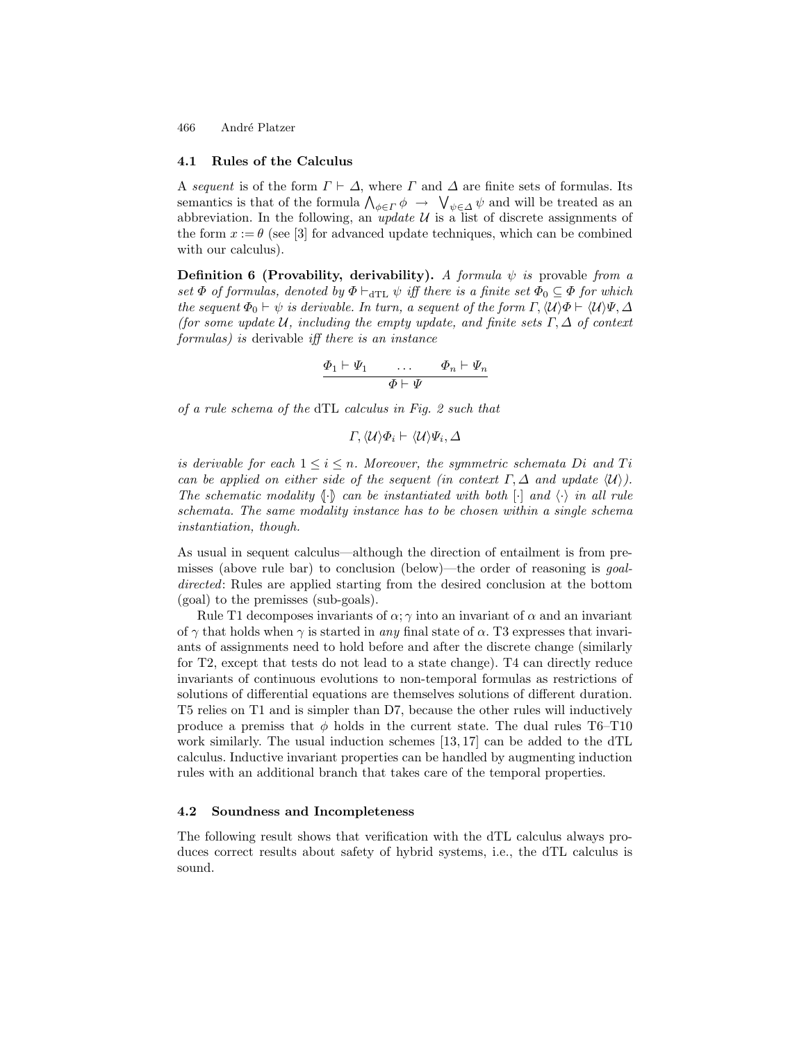### 4.1 Rules of the Calculus

A *sequent* is of the form $\Gamma \vdash \Delta$, where $\Gamma$ and $\Delta$ are finite sets of formulas. Its semantics is that of the formula $\bigwedge_{\phi \in \Gamma} \phi \;\rightarrow\; \bigvee_{\psi \in \Delta} \psi$ and will be treated as an abbreviation. In the following, an *update* $\mathcal{U}$ is a list of discrete assignments of the form $x := \theta$ (see [3] for advanced update techniques, which can be combined with our calculus).

**Definition 6 (Provability, derivability).** *A formula $\psi$ is* provable *from a set $\Phi$ of formulas, denoted by $\Phi \vdash_{\mathrm{dTL}} \psi$ iff there is a finite set $\Phi_0 \subseteq \Phi$ for which the sequent $\Phi_0 \vdash \psi$ is derivable. In turn, a sequent of the form $\Gamma, \langle\mathcal{U}\rangle\Phi \vdash \langle\mathcal{U}\rangle\Psi, \Delta$ (for some update $\mathcal{U}$, including the empty update, and finite sets $\Gamma, \Delta$ of context formulas) is* derivable *iff there is an instance*

$$\frac{\Phi_1 \vdash \Psi_1 \qquad \ldots \qquad \Phi_n \vdash \Psi_n}{\Phi \vdash \Psi}$$

*of a rule schema of the* dTL *calculus in Fig. 2 such that*

$$\Gamma, \langle\mathcal{U}\rangle\Phi_i \vdash \langle\mathcal{U}\rangle\Psi_i, \Delta$$

*is derivable for each $1 \leq i \leq n$. Moreover, the symmetric schemata Di and Ti can be applied on either side of the sequent (in context $\Gamma, \Delta$ and update $\langle\mathcal{U}\rangle$). The schematic modality $\{\!\!\{\cdot\}\!\!\}$ can be instantiated with both $[\cdot]$ and $\langle\cdot\rangle$ in all rule schemata. The same modality instance has to be chosen within a single schema instantiation, though.*

As usual in sequent calculus—although the direction of entailment is from premisses (above rule bar) to conclusion (below)—the order of reasoning is *goal-directed*: Rules are applied starting from the desired conclusion at the bottom (goal) to the premisses (sub-goals).

Rule T1 decomposes invariants of $\alpha; \gamma$ into an invariant of $\alpha$ and an invariant of $\gamma$ that holds when $\gamma$ is started in *any* final state of $\alpha$. T3 expresses that invariants of assignments need to hold before and after the discrete change (similarly for T2, except that tests do not lead to a state change). T4 can directly reduce invariants of continuous evolutions to non-temporal formulas as restrictions of solutions of differential equations are themselves solutions of different duration. T5 relies on T1 and is simpler than D7, because the other rules will inductively produce a premiss that $\phi$ holds in the current state. The dual rules T6–T10 work similarly. The usual induction schemes [13, 17] can be added to the dTL calculus. Inductive invariant properties can be handled by augmenting induction rules with an additional branch that takes care of the temporal properties.

### 4.2 Soundness and Incompleteness

The following result shows that verification with the dTL calculus always produces correct results about safety of hybrid systems, i.e., the dTL calculus is sound.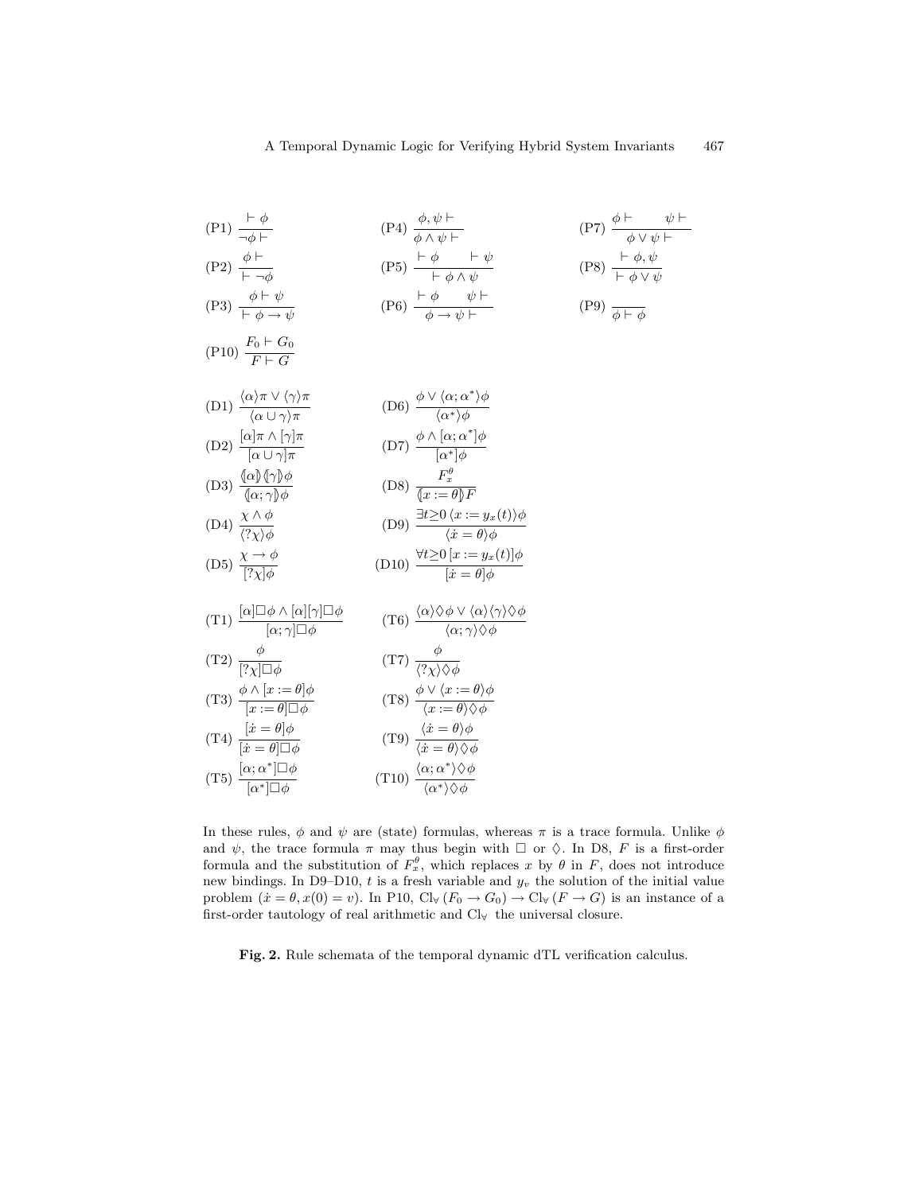$$\text{(P1)}\ \frac{\vdash \phi}{\neg\phi \vdash} \qquad \text{(P4)}\ \frac{\phi, \psi \vdash}{\phi \wedge \psi \vdash} \qquad \text{(P7)}\ \frac{\phi \vdash \qquad \psi \vdash}{\phi \vee \psi \vdash}$$

$$\text{(P2)}\ \frac{\phi \vdash}{\vdash \neg\phi} \qquad \text{(P5)}\ \frac{\vdash \phi \qquad \vdash \psi}{\vdash \phi \wedge \psi} \qquad \text{(P8)}\ \frac{\vdash \phi, \psi}{\vdash \phi \vee \psi}$$

$$\text{(P3)}\ \frac{\phi \vdash \psi}{\vdash \phi \to \psi} \qquad \text{(P6)}\ \frac{\vdash \phi \qquad \psi \vdash}{\phi \to \psi \vdash} \qquad \text{(P9)}\ \frac{}{\phi \vdash \phi}$$

$$\text{(P10)}\ \frac{F_0 \vdash G_0}{F \vdash G}$$

$$\text{(D1)}\ \frac{\langle\alpha\rangle\pi \vee \langle\gamma\rangle\pi}{\langle\alpha \cup \gamma\rangle\pi} \qquad \text{(D6)}\ \frac{\phi \vee \langle\alpha; \alpha^*\rangle\phi}{\langle\alpha^*\rangle\phi}$$

$$\text{(D2)}\ \frac{[\alpha]\pi \wedge [\gamma]\pi}{[\alpha \cup \gamma]\pi} \qquad \text{(D7)}\ \frac{\phi \wedge [\alpha; \alpha^*]\phi}{[\alpha^*]\phi}$$

$$\text{(D3)}\ \frac{\langle\!\![\alpha]\!\!\rangle\langle\!\![\gamma]\!\!\rangle\phi}{\langle\!\![\alpha; \gamma]\!\!\rangle\phi} \qquad \text{(D8)}\ \frac{F_x^\theta}{\langle\!\![x := \theta]\!\!\rangle F}$$

$$\text{(D4)}\ \frac{\chi \wedge \phi}{\langle ?\chi\rangle\phi} \qquad \text{(D9)}\ \frac{\exists t{\geq}0\, \langle x := y_x(t)\rangle\phi}{\langle \dot{x} = \theta\rangle\phi}$$

$$\text{(D5)}\ \frac{\chi \to \phi}{[?\chi]\phi} \qquad \text{(D10)}\ \frac{\forall t{\geq}0\, [x := y_x(t)]\phi}{[\dot{x} = \theta]\phi}$$

$$\text{(T1)}\ \frac{[\alpha]\Box\phi \wedge [\alpha][\gamma]\Box\phi}{[\alpha; \gamma]\Box\phi} \qquad \text{(T6)}\ \frac{\langle\alpha\rangle\Diamond\phi \vee \langle\alpha\rangle\langle\gamma\rangle\Diamond\phi}{\langle\alpha; \gamma\rangle\Diamond\phi}$$

$$\text{(T2)}\ \frac{\phi}{[?\chi]\Box\phi} \qquad \text{(T7)}\ \frac{\phi}{\langle ?\chi\rangle\Diamond\phi}$$

$$\text{(T3)}\ \frac{\phi \wedge [x := \theta]\phi}{[x := \theta]\Box\phi} \qquad \text{(T8)}\ \frac{\phi \vee \langle x := \theta\rangle\phi}{\langle x := \theta\rangle\Diamond\phi}$$

$$\text{(T4)}\ \frac{[\dot{x} = \theta]\phi}{[\dot{x} = \theta]\Box\phi} \qquad \text{(T9)}\ \frac{\langle \dot{x} = \theta\rangle\phi}{\langle \dot{x} = \theta\rangle\Diamond\phi}$$

$$\text{(T5)}\ \frac{[\alpha; \alpha^*]\Box\phi}{[\alpha^*]\Box\phi} \qquad \text{(T10)}\ \frac{\langle\alpha; \alpha^*\rangle\Diamond\phi}{\langle\alpha^*\rangle\Diamond\phi}$$

In these rules, $\phi$ and $\psi$ are (state) formulas, whereas $\pi$ is a trace formula. Unlike $\phi$ and $\psi$, the trace formula $\pi$ may thus begin with $\Box$ or $\Diamond$. In D8, $F$ is a first-order formula and the substitution of $F_x^\theta$, which replaces $x$ by $\theta$ in $F$, does not introduce new bindings. In D9–D10, $t$ is a fresh variable and $y_v$ the solution of the initial value problem ($\dot{x} = \theta, x(0) = v$). In P10, $\mathrm{Cl}_\forall\,(F_0 \to G_0) \to \mathrm{Cl}_\forall\,(F \to G)$ is an instance of a first-order tautology of real arithmetic and $\mathrm{Cl}_\forall$ the universal closure.

**Fig. 2.** Rule schemata of the temporal dynamic dTL verification calculus.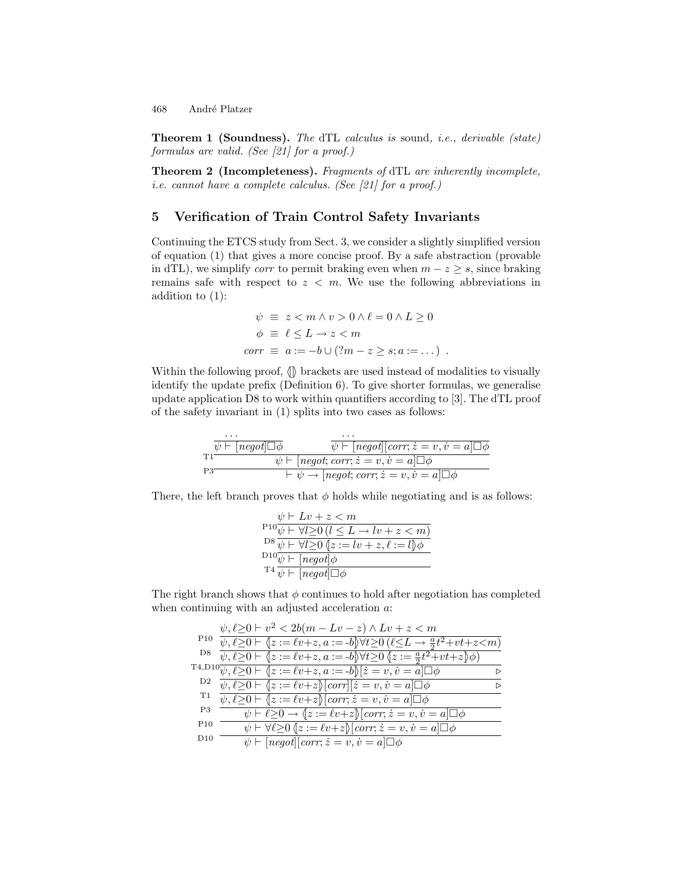**Theorem 1 (Soundness).** *The* dTL *calculus is* sound, *i.e., derivable (state) formulas are valid. (See [21] for a proof.)*

**Theorem 2 (Incompleteness).** *Fragments of* dTL *are inherently incomplete, i.e. cannot have a complete calculus. (See [21] for a proof.)*

## 5 Verification of Train Control Safety Invariants

Continuing the ETCS study from Sect. 3, we consider a slightly simplified version of equation (1) that gives a more concise proof. By a safe abstraction (provable in dTL), we simplify *corr* to permit braking even when $m - z \geq s$, since braking remains safe with respect to $z < m$. We use the following abbreviations in addition to (1):

$$\psi \equiv z < m \land v > 0 \land \ell = 0 \land L \geq 0$$

$$\phi \equiv \ell \leq L \rightarrow z < m$$

$$corr \equiv a := -b \cup (?m - z \geq s; a := \dots) \ .$$

Within the following proof, $\langle\!| \, |\!\rangle$ brackets are used instead of modalities to visually identify the update prefix (Definition 6). To give shorter formulas, we generalise update application D8 to work within quantifiers according to [3]. The dTL proof of the safety invariant in (1) splits into two cases as follows:

$$\dfrac{\dfrac{\dfrac{\dots}{\psi \vdash [negot]\Box\phi} \qquad \dfrac{\dots}{\psi \vdash [negot][corr; \dot{z} = v, \dot{v} = a]\Box\phi}}{\psi \vdash [negot; corr; \dot{z} = v, \dot{v} = a]\Box\phi}\,\text{T1}}{\vdash \psi \rightarrow [negot; corr; \dot{z} = v, \dot{v} = a]\Box\phi}\,\text{P3}$$

There, the left branch proves that $\phi$ holds while negotiating and is as follows:

$$\dfrac{\dfrac{\dfrac{\dfrac{\psi \vdash Lv + z < m}{\psi \vdash \forall l{\geq}0\,(l \leq L \rightarrow lv + z < m)}\,\text{P10}}{\psi \vdash \forall l{\geq}0\,\langle\!| z := lv + z, \ell := l |\!\rangle\phi}\,\text{D8}}{\psi \vdash [negot]\phi}\,\text{D10}}{\psi \vdash [negot]\Box\phi}\,\text{T4}$$

The right branch shows that $\phi$ continues to hold after negotiation has completed when continuing with an adjusted acceleration $a$:

$$\dfrac{\dfrac{\dfrac{\dfrac{\dfrac{\dfrac{\dfrac{\dfrac{\psi, \ell{\geq}0 \vdash v^2 < 2b(m - Lv - z) \land Lv + z < m}{\psi, \ell{\geq}0 \vdash \langle\!| z := \ell v{+}z, a := \text{-}b |\!\rangle \forall t{\geq}0\,(\ell{\leq}L \rightarrow \frac{a}{2}t^2{+}vt{+}z{<}m)}\,\text{P10}}{\psi, \ell{\geq}0 \vdash \langle\!| z := \ell v{+}z, a := \text{-}b |\!\rangle \forall t{\geq}0\,\langle\!| z := \frac{a}{2}t^2{+}vt{+}z |\!\rangle\phi)}\,\text{D8}}{\psi, \ell{\geq}0 \vdash \langle\!| z := \ell v{+}z, a := \text{-}b |\!\rangle [\dot{z} = v, \dot{v} = a]\Box\phi \quad \triangleright}\,\text{T4,D10}}{\psi, \ell{\geq}0 \vdash \langle\!| z := \ell v{+}z |\!\rangle [corr][\dot{z} = v, \dot{v} = a]\Box\phi \quad \triangleright}\,\text{D2}}{\psi, \ell{\geq}0 \vdash \langle\!| z := \ell v{+}z |\!\rangle [corr; \dot{z} = v, \dot{v} = a]\Box\phi}\,\text{T1}}{\psi \vdash \ell{\geq}0 \rightarrow \langle\!| z := \ell v{+}z |\!\rangle [corr; \dot{z} = v, \dot{v} = a]\Box\phi}\,\text{P3}}{\psi \vdash \forall \ell{\geq}0\,\langle\!| z := \ell v{+}z |\!\rangle [corr; \dot{z} = v, \dot{v} = a]\Box\phi}\,\text{P10}}{\psi \vdash [negot][corr; \dot{z} = v, \dot{v} = a]\Box\phi}\,\text{D10}$$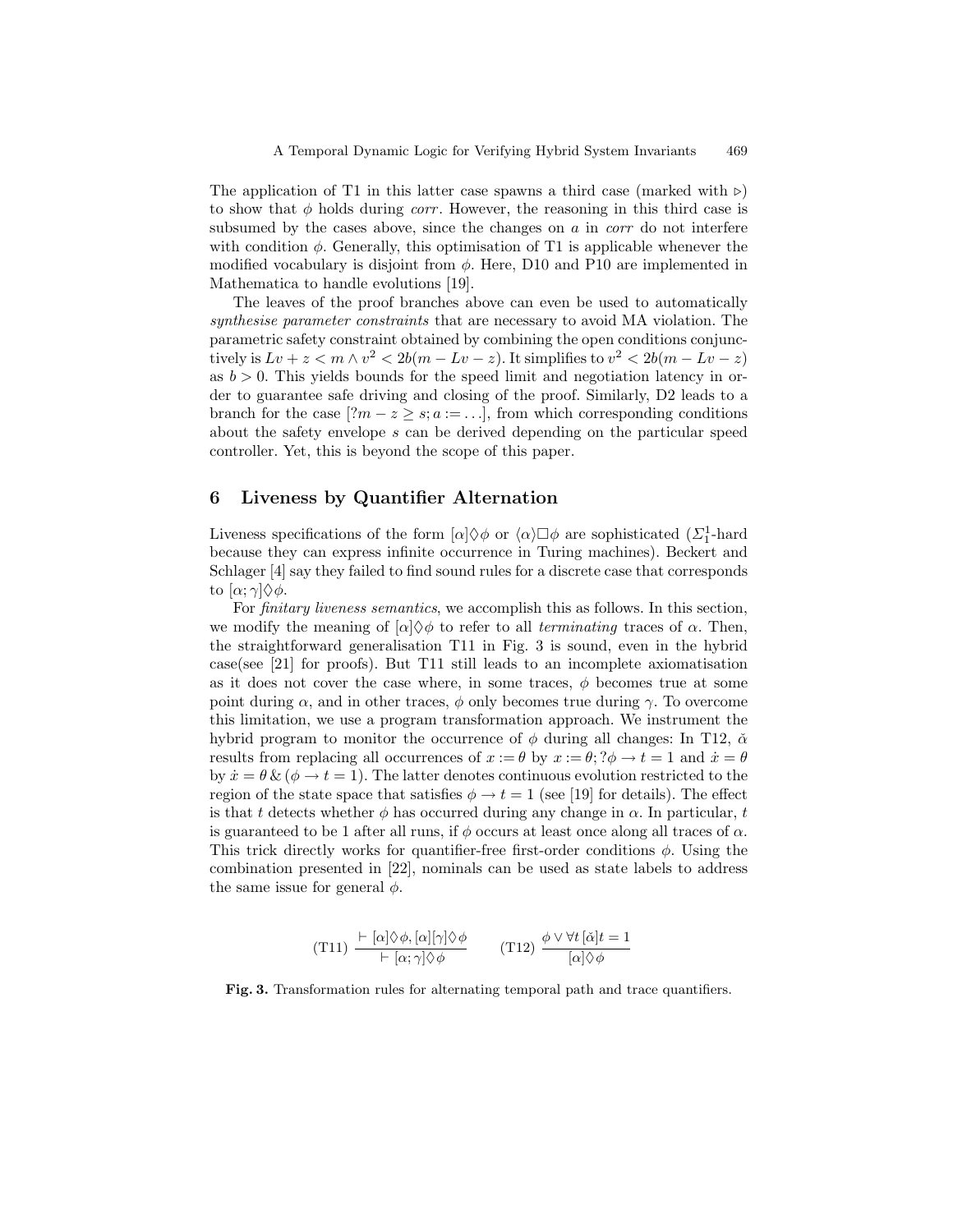The application of T1 in this latter case spawns a third case (marked with $\triangleright$) to show that $\phi$ holds during *corr*. However, the reasoning in this third case is subsumed by the cases above, since the changes on $a$ in *corr* do not interfere with condition $\phi$. Generally, this optimisation of T1 is applicable whenever the modified vocabulary is disjoint from $\phi$. Here, D10 and P10 are implemented in Mathematica to handle evolutions [19].

The leaves of the proof branches above can even be used to automatically *synthesise parameter constraints* that are necessary to avoid MA violation. The parametric safety constraint obtained by combining the open conditions conjunctively is $Lv + z < m \wedge v^2 < 2b(m - Lv - z)$. It simplifies to $v^2 < 2b(m - Lv - z)$ as $b > 0$. This yields bounds for the speed limit and negotiation latency in order to guarantee safe driving and closing of the proof. Similarly, D2 leads to a branch for the case $[?m - z \geq s; a := \ldots]$, from which corresponding conditions about the safety envelope $s$ can be derived depending on the particular speed controller. Yet, this is beyond the scope of this paper.

## 6 Liveness by Quantifier Alternation

Liveness specifications of the form $[\alpha]\Diamond\phi$ or $\langle\alpha\rangle\Box\phi$ are sophisticated ($\Sigma^1_1$-hard because they can express infinite occurrence in Turing machines). Beckert and Schlager [4] say they failed to find sound rules for a discrete case that corresponds to $[\alpha; \gamma]\Diamond\phi$.

For *finitary liveness semantics*, we accomplish this as follows. In this section, we modify the meaning of $[\alpha]\Diamond\phi$ to refer to all *terminating* traces of $\alpha$. Then, the straightforward generalisation T11 in Fig. 3 is sound, even in the hybrid case(see [21] for proofs). But T11 still leads to an incomplete axiomatisation as it does not cover the case where, in some traces, $\phi$ becomes true at some point during $\alpha$, and in other traces, $\phi$ only becomes true during $\gamma$. To overcome this limitation, we use a program transformation approach. We instrument the hybrid program to monitor the occurrence of $\phi$ during all changes: In T12, $\breve{\alpha}$ results from replacing all occurrences of $x := \theta$ by $x := \theta; ?\phi \to t = 1$ and $\dot{x} = \theta$ by $\dot{x} = \theta \,\&\, (\phi \to t = 1)$. The latter denotes continuous evolution restricted to the region of the state space that satisfies $\phi \to t = 1$ (see [19] for details). The effect is that $t$ detects whether $\phi$ has occurred during any change in $\alpha$. In particular, $t$ is guaranteed to be 1 after all runs, if $\phi$ occurs at least once along all traces of $\alpha$. This trick directly works for quantifier-free first-order conditions $\phi$. Using the combination presented in [22], nominals can be used as state labels to address the same issue for general $\phi$.

$$\text{(T11)}\ \frac{\vdash [\alpha]\Diamond\phi, [\alpha][\gamma]\Diamond\phi}{\vdash [\alpha; \gamma]\Diamond\phi} \qquad \text{(T12)}\ \frac{\phi \vee \forall t\, [\breve{\alpha}]t = 1}{[\alpha]\Diamond\phi}$$

**Fig. 3.** Transformation rules for alternating temporal path and trace quantifiers.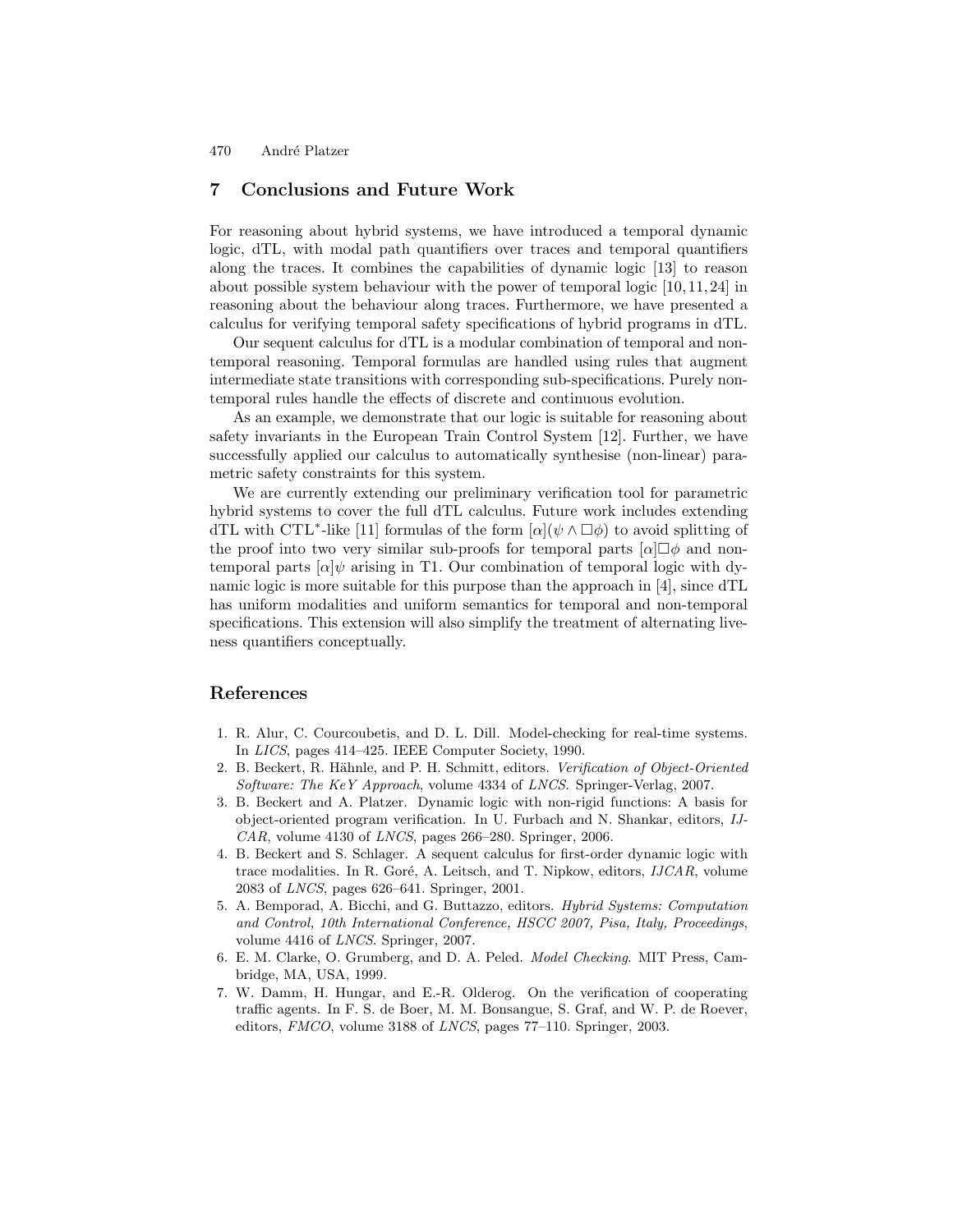## 7 Conclusions and Future Work

For reasoning about hybrid systems, we have introduced a temporal dynamic logic, dTL, with modal path quantifiers over traces and temporal quantifiers along the traces. It combines the capabilities of dynamic logic [13] to reason about possible system behaviour with the power of temporal logic [10, 11, 24] in reasoning about the behaviour along traces. Furthermore, we have presented a calculus for verifying temporal safety specifications of hybrid programs in dTL.

Our sequent calculus for dTL is a modular combination of temporal and non-temporal reasoning. Temporal formulas are handled using rules that augment intermediate state transitions with corresponding sub-specifications. Purely non-temporal rules handle the effects of discrete and continuous evolution.

As an example, we demonstrate that our logic is suitable for reasoning about safety invariants in the European Train Control System [12]. Further, we have successfully applied our calculus to automatically synthesise (non-linear) parametric safety constraints for this system.

We are currently extending our preliminary verification tool for parametric hybrid systems to cover the full dTL calculus. Future work includes extending dTL with CTL$^*$-like [11] formulas of the form $[\alpha](\psi \wedge \Box\phi)$ to avoid splitting of the proof into two very similar sub-proofs for temporal parts $[\alpha]\Box\phi$ and non-temporal parts $[\alpha]\psi$ arising in T1. Our combination of temporal logic with dynamic logic is more suitable for this purpose than the approach in [4], since dTL has uniform modalities and uniform semantics for temporal and non-temporal specifications. This extension will also simplify the treatment of alternating liveness quantifiers conceptually.

## References

1. R. Alur, C. Courcoubetis, and D. L. Dill. Model-checking for real-time systems. In *LICS*, pages 414–425. IEEE Computer Society, 1990.
2. B. Beckert, R. Hähnle, and P. H. Schmitt, editors. *Verification of Object-Oriented Software: The KeY Approach*, volume 4334 of *LNCS*. Springer-Verlag, 2007.
3. B. Beckert and A. Platzer. Dynamic logic with non-rigid functions: A basis for object-oriented program verification. In U. Furbach and N. Shankar, editors, *IJCAR*, volume 4130 of *LNCS*, pages 266–280. Springer, 2006.
4. B. Beckert and S. Schlager. A sequent calculus for first-order dynamic logic with trace modalities. In R. Goré, A. Leitsch, and T. Nipkow, editors, *IJCAR*, volume 2083 of *LNCS*, pages 626–641. Springer, 2001.
5. A. Bemporad, A. Bicchi, and G. Buttazzo, editors. *Hybrid Systems: Computation and Control, 10th International Conference, HSCC 2007, Pisa, Italy, Proceedings*, volume 4416 of *LNCS*. Springer, 2007.
6. E. M. Clarke, O. Grumberg, and D. A. Peled. *Model Checking*. MIT Press, Cambridge, MA, USA, 1999.
7. W. Damm, H. Hungar, and E.-R. Olderog. On the verification of cooperating traffic agents. In F. S. de Boer, M. M. Bonsangue, S. Graf, and W. P. de Roever, editors, *FMCO*, volume 3188 of *LNCS*, pages 77–110. Springer, 2003.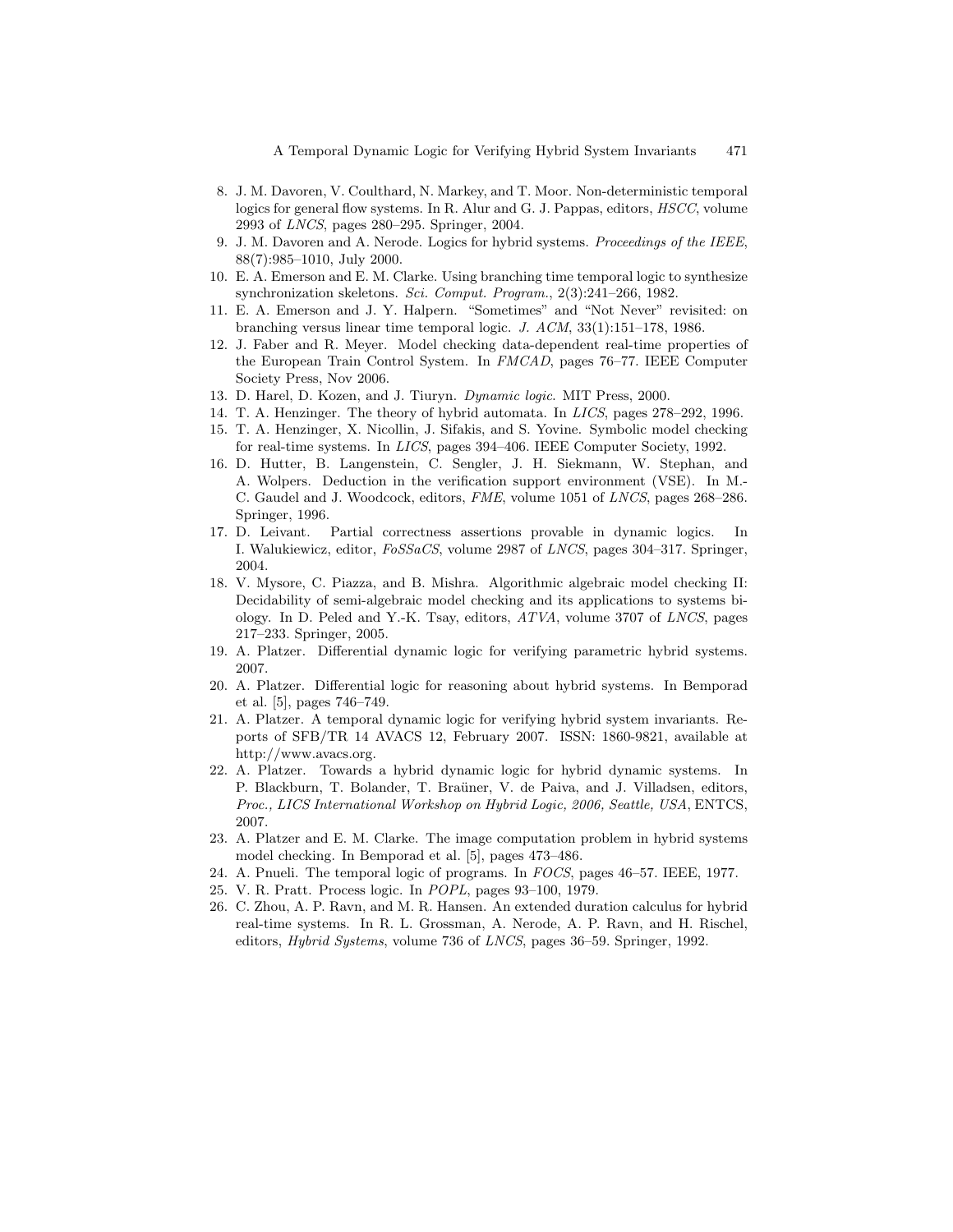8. J. M. Davoren, V. Coulthard, N. Markey, and T. Moor. Non-deterministic temporal logics for general flow systems. In R. Alur and G. J. Pappas, editors, *HSCC*, volume 2993 of *LNCS*, pages 280–295. Springer, 2004.
9. J. M. Davoren and A. Nerode. Logics for hybrid systems. *Proceedings of the IEEE*, 88(7):985–1010, July 2000.
10. E. A. Emerson and E. M. Clarke. Using branching time temporal logic to synthesize synchronization skeletons. *Sci. Comput. Program.*, 2(3):241–266, 1982.
11. E. A. Emerson and J. Y. Halpern. "Sometimes" and "Not Never" revisited: on branching versus linear time temporal logic. *J. ACM*, 33(1):151–178, 1986.
12. J. Faber and R. Meyer. Model checking data-dependent real-time properties of the European Train Control System. In *FMCAD*, pages 76–77. IEEE Computer Society Press, Nov 2006.
13. D. Harel, D. Kozen, and J. Tiuryn. *Dynamic logic*. MIT Press, 2000.
14. T. A. Henzinger. The theory of hybrid automata. In *LICS*, pages 278–292, 1996.
15. T. A. Henzinger, X. Nicollin, J. Sifakis, and S. Yovine. Symbolic model checking for real-time systems. In *LICS*, pages 394–406. IEEE Computer Society, 1992.
16. D. Hutter, B. Langenstein, C. Sengler, J. H. Siekmann, W. Stephan, and A. Wolpers. Deduction in the verification support environment (VSE). In M.-C. Gaudel and J. Woodcock, editors, *FME*, volume 1051 of *LNCS*, pages 268–286. Springer, 1996.
17. D. Leivant. Partial correctness assertions provable in dynamic logics. In I. Walukiewicz, editor, *FoSSaCS*, volume 2987 of *LNCS*, pages 304–317. Springer, 2004.
18. V. Mysore, C. Piazza, and B. Mishra. Algorithmic algebraic model checking II: Decidability of semi-algebraic model checking and its applications to systems biology. In D. Peled and Y.-K. Tsay, editors, *ATVA*, volume 3707 of *LNCS*, pages 217–233. Springer, 2005.
19. A. Platzer. Differential dynamic logic for verifying parametric hybrid systems. 2007.
20. A. Platzer. Differential logic for reasoning about hybrid systems. In Bemporad et al. [5], pages 746–749.
21. A. Platzer. A temporal dynamic logic for verifying hybrid system invariants. Reports of SFB/TR 14 AVACS 12, February 2007. ISSN: 1860-9821, available at http://www.avacs.org.
22. A. Platzer. Towards a hybrid dynamic logic for hybrid dynamic systems. In P. Blackburn, T. Bolander, T. Braüner, V. de Paiva, and J. Villadsen, editors, *Proc., LICS International Workshop on Hybrid Logic, 2006, Seattle, USA*, ENTCS, 2007.
23. A. Platzer and E. M. Clarke. The image computation problem in hybrid systems model checking. In Bemporad et al. [5], pages 473–486.
24. A. Pnueli. The temporal logic of programs. In *FOCS*, pages 46–57. IEEE, 1977.
25. V. R. Pratt. Process logic. In *POPL*, pages 93–100, 1979.
26. C. Zhou, A. P. Ravn, and M. R. Hansen. An extended duration calculus for hybrid real-time systems. In R. L. Grossman, A. Nerode, A. P. Ravn, and H. Rischel, editors, *Hybrid Systems*, volume 736 of *LNCS*, pages 36–59. Springer, 1992.